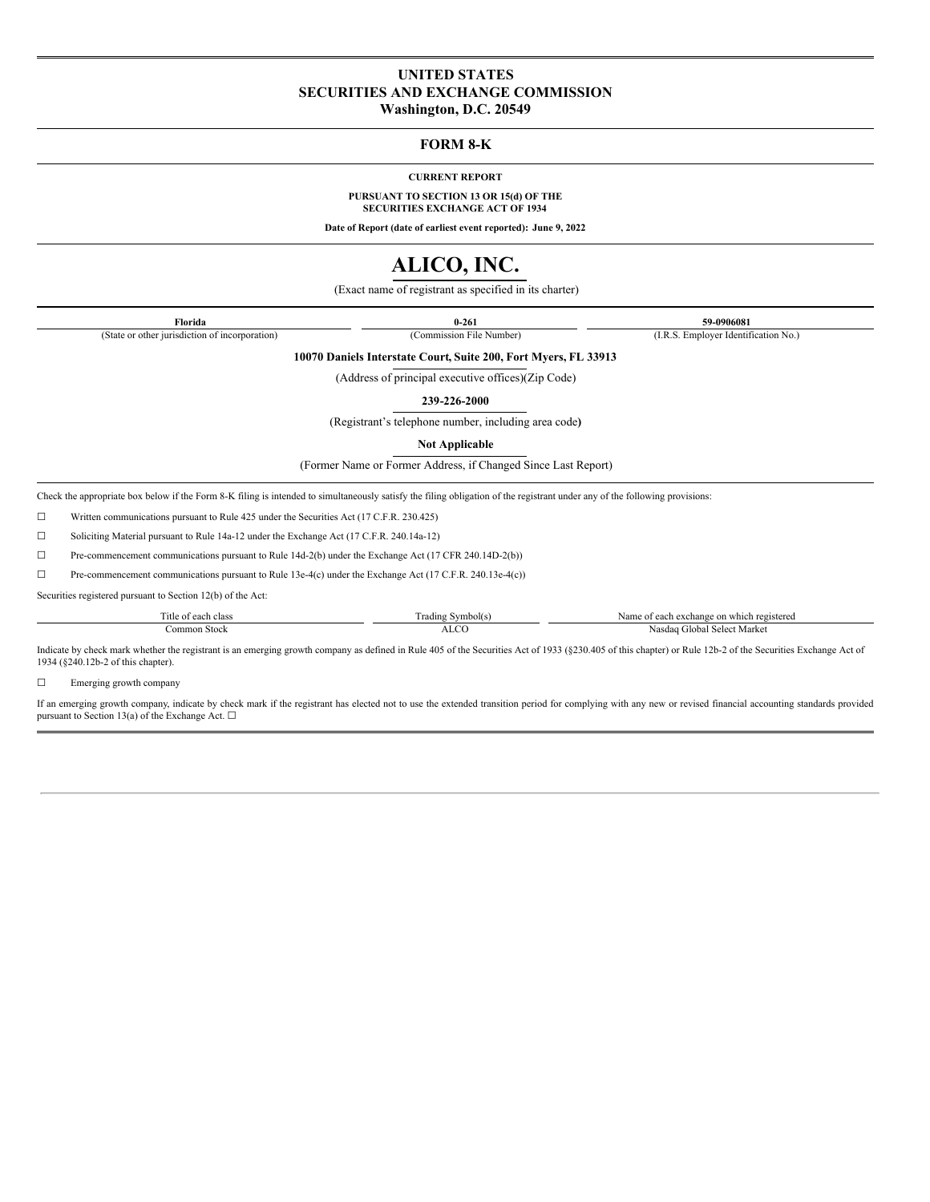# UNITED STATES
# SECURITIES AND EXCHANGE COMMISSION
**Washington, D.C. 20549**

## FORM 8-K

**CURRENT REPORT**

**PURSUANT TO SECTION 13 OR 15(d) OF THE SECURITIES EXCHANGE ACT OF 1934**

**Date of Report (date of earliest event reported): June 9, 2022**

# ALICO, INC.

(Exact name of registrant as specified in its charter)

| Florida | 0-261 | 59-0906081 |
|---|---|---|
| (State or other jurisdiction of incorporation) | (Commission File Number) | (I.R.S. Employer Identification No.) |

**10070 Daniels Interstate Court, Suite 200, Fort Myers, FL 33913**

(Address of principal executive offices)(Zip Code)

**239-226-2000**

(Registrant's telephone number, including area code)

**Not Applicable**

(Former Name or Former Address, if Changed Since Last Report)

Check the appropriate box below if the Form 8-K filing is intended to simultaneously satisfy the filing obligation of the registrant under any of the following provisions:

☐ Written communications pursuant to Rule 425 under the Securities Act (17 C.F.R. 230.425)

☐ Soliciting Material pursuant to Rule 14a-12 under the Exchange Act (17 C.F.R. 240.14a-12)

☐ Pre-commencement communications pursuant to Rule 14d-2(b) under the Exchange Act (17 CFR 240.14D-2(b))

☐ Pre-commencement communications pursuant to Rule 13e-4(c) under the Exchange Act (17 C.F.R. 240.13e-4(c))

Securities registered pursuant to Section 12(b) of the Act:

| Title of each class | Trading Symbol(s) | Name of each exchange on which registered |
|---|---|---|
| Common Stock | ALCO | Nasdaq Global Select Market |

Indicate by check mark whether the registrant is an emerging growth company as defined in Rule 405 of the Securities Act of 1933 (§230.405 of this chapter) or Rule 12b-2 of the Securities Exchange Act of 1934 (§240.12b-2 of this chapter).

☐ Emerging growth company

If an emerging growth company, indicate by check mark if the registrant has elected not to use the extended transition period for complying with any new or revised financial accounting standards provided pursuant to Section 13(a) of the Exchange Act. ☐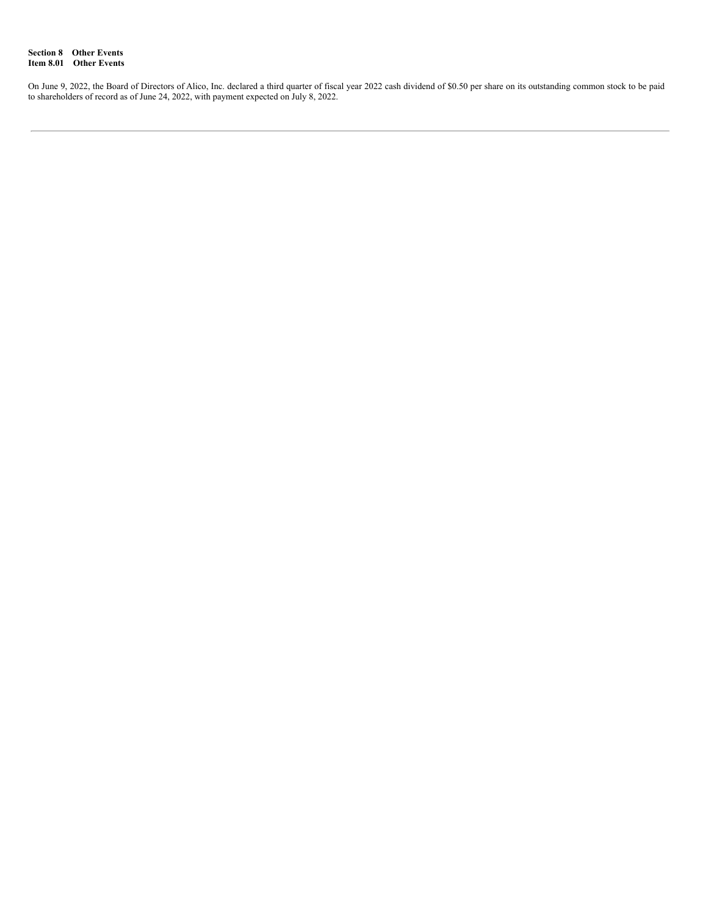**Section 8 Other Events**
**Item 8.01 Other Events**

On June 9, 2022, the Board of Directors of Alico, Inc. declared a third quarter of fiscal year 2022 cash dividend of $0.50 per share on its outstanding common stock to be paid to shareholders of record as of June 24, 2022, with payment expected on July 8, 2022.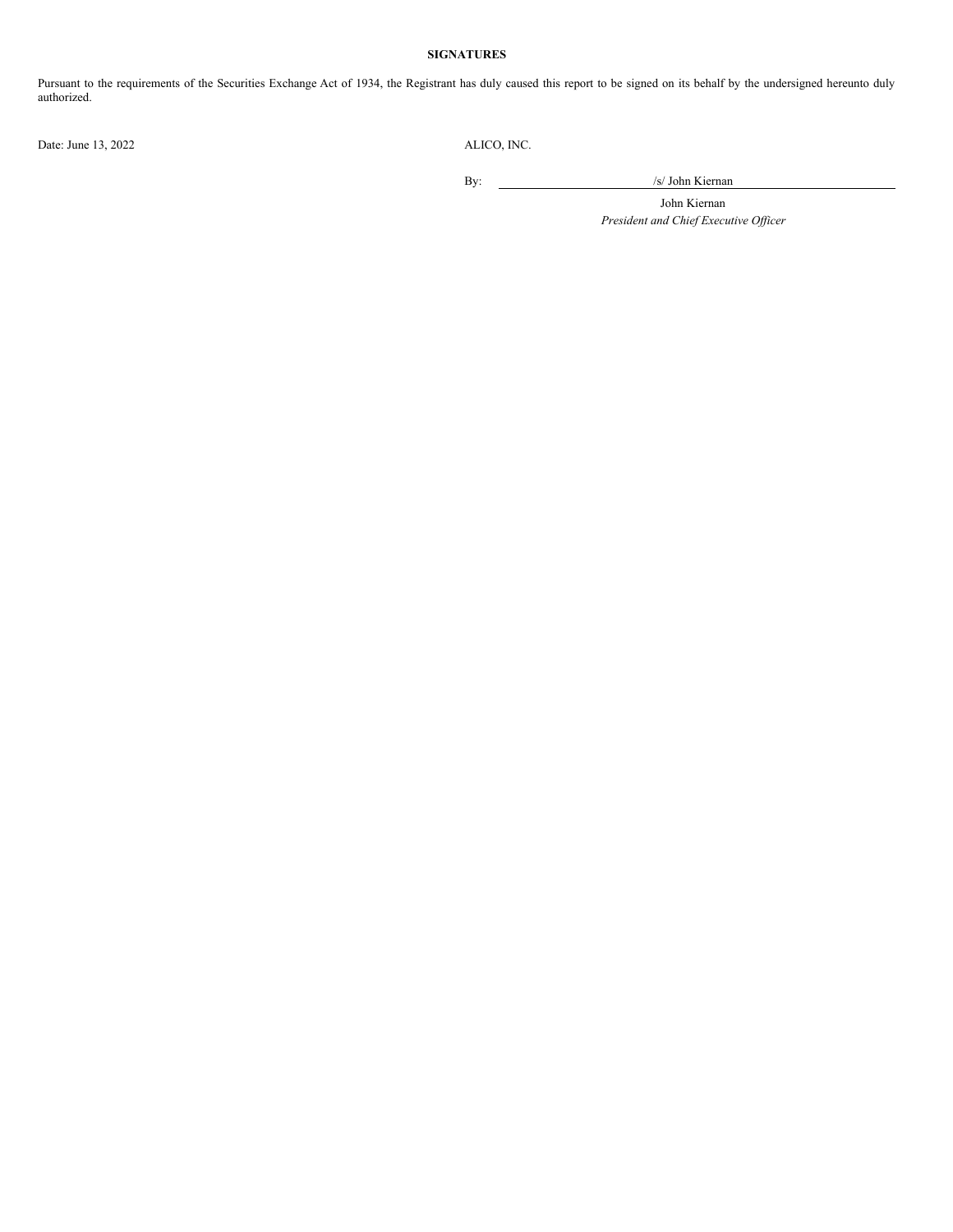**SIGNATURES**

Pursuant to the requirements of the Securities Exchange Act of 1934, the Registrant has duly caused this report to be signed on its behalf by the undersigned hereunto duly authorized.

Date: June 13, 2022

ALICO, INC.

By: /s/ John Kiernan

John Kiernan

*President and Chief Executive Officer*